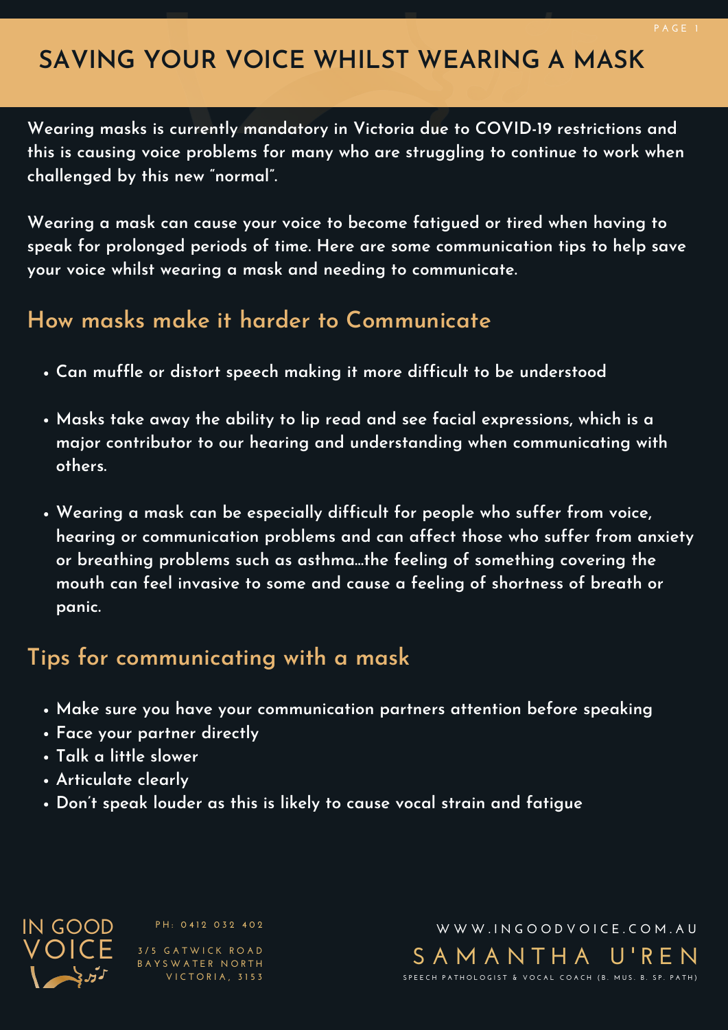# SAVING YOUR VOICE WHILST WEARING A MASK

**Wearing masks is currently mandatory in Victoria due to COVID-19 restrictions and this is causing voice problems for many who are struggling to continue to work when challenged by this new "normal".**

**Wearing a mask can cause your voice to become fatigued or tired when having to speak for prolonged periods of time. Here are some communication tips to help save your voice whilst wearing a mask and needing to communicate.**

## How masks make it harder to Communicate

- **Can muffle or distort speech making it more difficult to be understood**
- **Masks take away the ability to lip read and see facial expressions, which is a major contributor to our hearing and understanding when communicating with others.**
- **Wearing a mask can be especially difficult for people who suffer from voice, hearing or communication problems and can affect those who suffer from anxiety or breathing problems such as asthma...the feeling of something covering the mouth can feel invasive to some and cause a feeling of shortness of breath or panic.**

## Tips for communicating with a mask

- **Make sure you have your communication partners attention before speaking**
- **Face your partner directly**
- **Talk a little slower**
- **Articulate clearly**
- **Don't speak louder as this is likely to cause vocal strain and fatigue**

IN GOOD VOICE

PH: 0412 032 402

3/5 GATWICK ROAD
BAYSWATER NORTH
VICTORIA, 3153

WWW.INGOODVOICE.COM.AU

SAMANTHA U'REN

SPEECH PATHOLOGIST & VOCAL COACH (B. MUS. B. SP. PATH)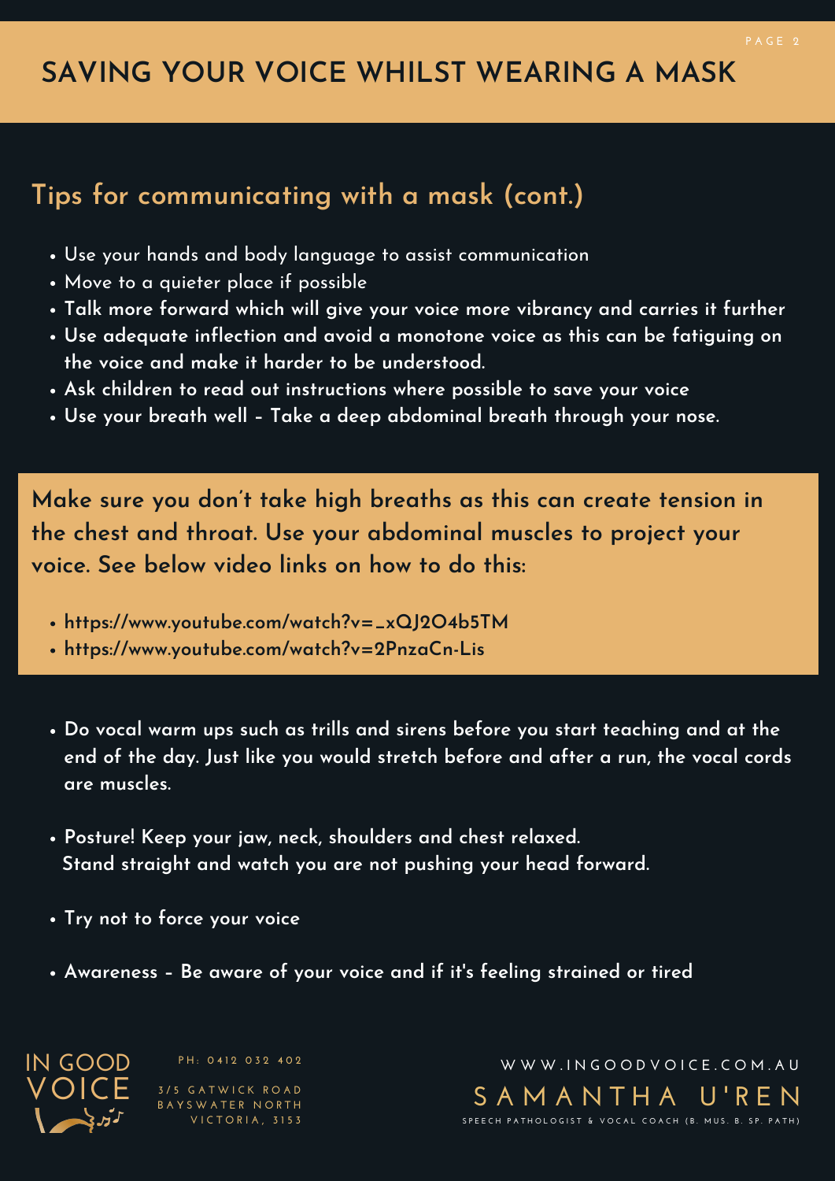# SAVING YOUR VOICE WHILST WEARING A MASK

## Tips for communicating with a mask (cont.)

- Use your hands and body language to assist communication
- Move to a quieter place if possible
- Talk more forward which will give your voice more vibrancy and carries it further
- Use adequate inflection and avoid a monotone voice as this can be fatiguing on the voice and make it harder to be understood.
- Ask children to read out instructions where possible to save your voice
- Use your breath well – Take a deep abdominal breath through your nose.

**Make sure you don't take high breaths as this can create tension in the chest and throat. Use your abdominal muscles to project your voice. See below video links on how to do this:**

- https://www.youtube.com/watch?v=_xQJ2O4b5TM
- https://www.youtube.com/watch?v=2PnzaCn-Lis

- Do vocal warm ups such as trills and sirens before you start teaching and at the end of the day. Just like you would stretch before and after a run, the vocal cords are muscles.

- Posture! Keep your jaw, neck, shoulders and chest relaxed. Stand straight and watch you are not pushing your head forward.

- Try not to force your voice

- Awareness – Be aware of your voice and if it's feeling strained or tired

IN GOOD VOICE

PH: 0412 032 402

3/5 GATWICK ROAD
BAYSWATER NORTH
VICTORIA, 3153

WWW.INGOODVOICE.COM.AU

SAMANTHA U'REN

SPEECH PATHOLOGIST & VOCAL COACH (B. MUS. B. SP. PATH)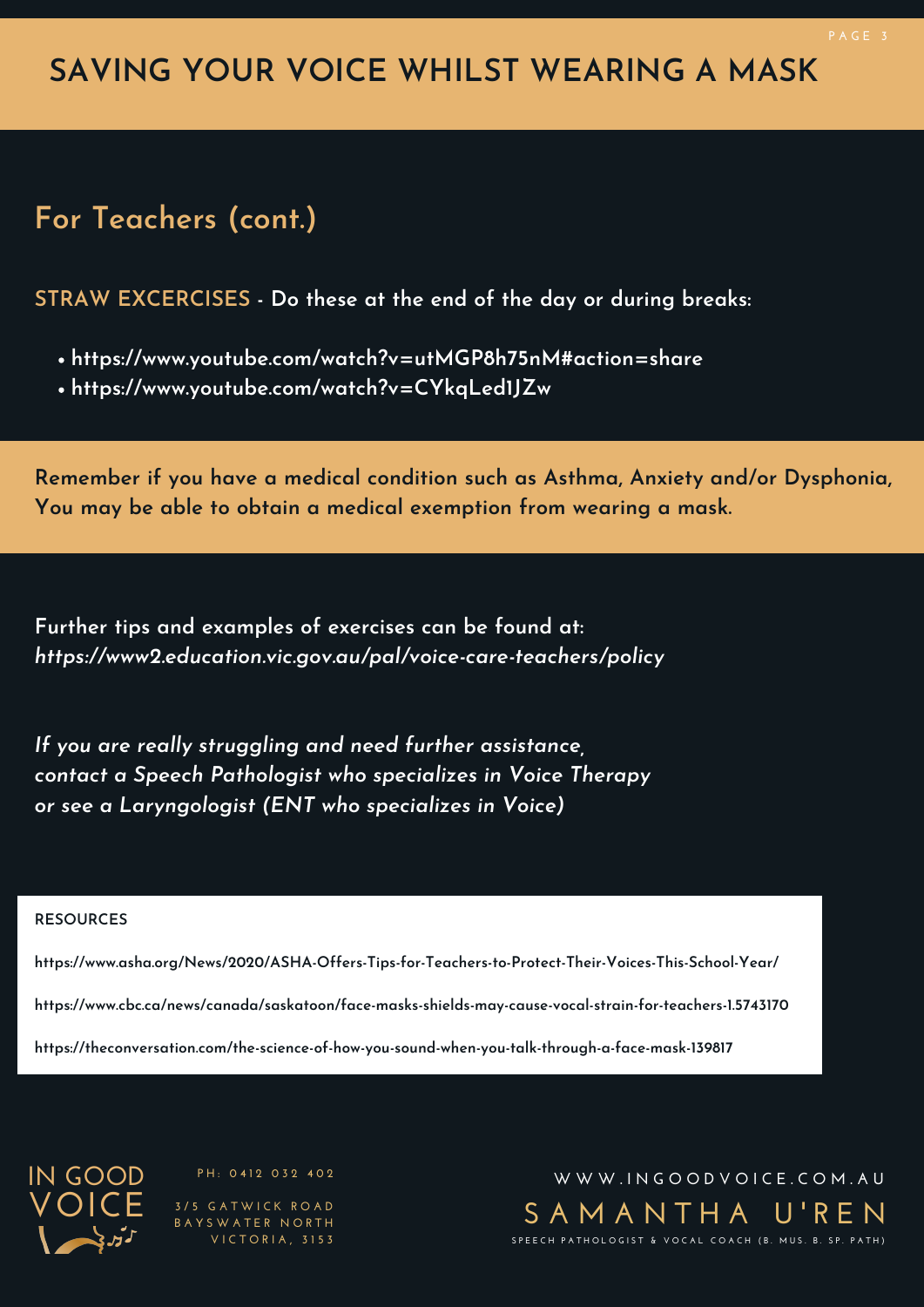# SAVING YOUR VOICE WHILST WEARING A MASK

## For Teachers (cont.)

**STRAW EXCERCISES - Do these at the end of the day or during breaks:**

- **https://www.youtube.com/watch?v=utMGP8h75nM#action=share**
- **https://www.youtube.com/watch?v=CYkqLed1JZw**

**Remember if you have a medical condition such as Asthma, Anxiety and/or Dysphonia, You may be able to obtain a medical exemption from wearing a mask.**

**Further tips and examples of exercises can be found at:**
***https://www2.education.vic.gov.au/pal/voice-care-teachers/policy***

***If you are really struggling and need further assistance, contact a Speech Pathologist who specializes in Voice Therapy or see a Laryngologist (ENT who specializes in Voice)***

**RESOURCES**

https://www.asha.org/News/2020/ASHA-Offers-Tips-for-Teachers-to-Protect-Their-Voices-This-School-Year/

https://www.cbc.ca/news/canada/saskatoon/face-masks-shields-may-cause-vocal-strain-for-teachers-1.5743170

https://theconversation.com/the-science-of-how-you-sound-when-you-talk-through-a-face-mask-139817

IN GOOD VOICE

PH: 0412 032 402

3/5 GATWICK ROAD
BAYSWATER NORTH
VICTORIA, 3153

WWW.INGOODVOICE.COM.AU

SAMANTHA U'REN

SPEECH PATHOLOGIST & VOCAL COACH (B. MUS. B. SP. PATH)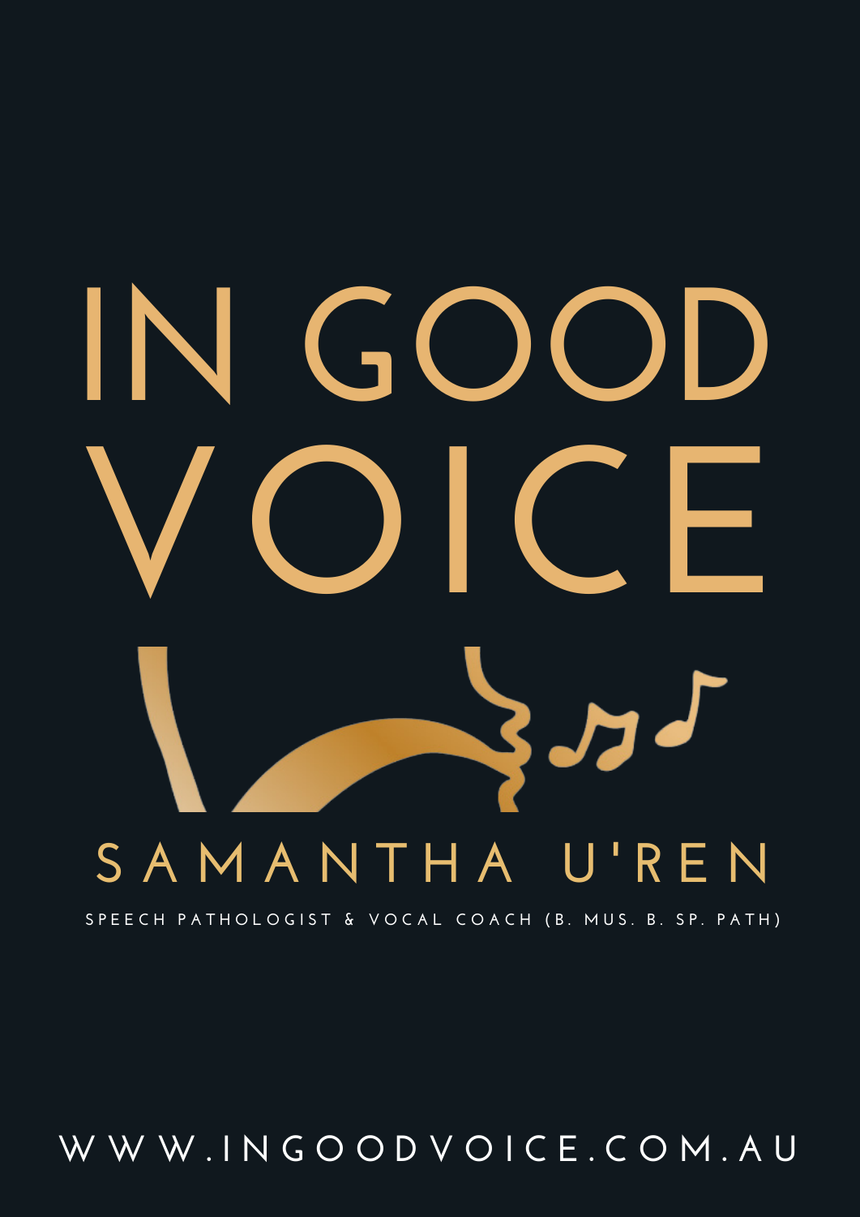# IN GOOD VOICE

## SAMANTHA U'REN

SPEECH PATHOLOGIST & VOCAL COACH (B. MUS. B. SP. PATH)

WWW.INGOODVOICE.COM.AU